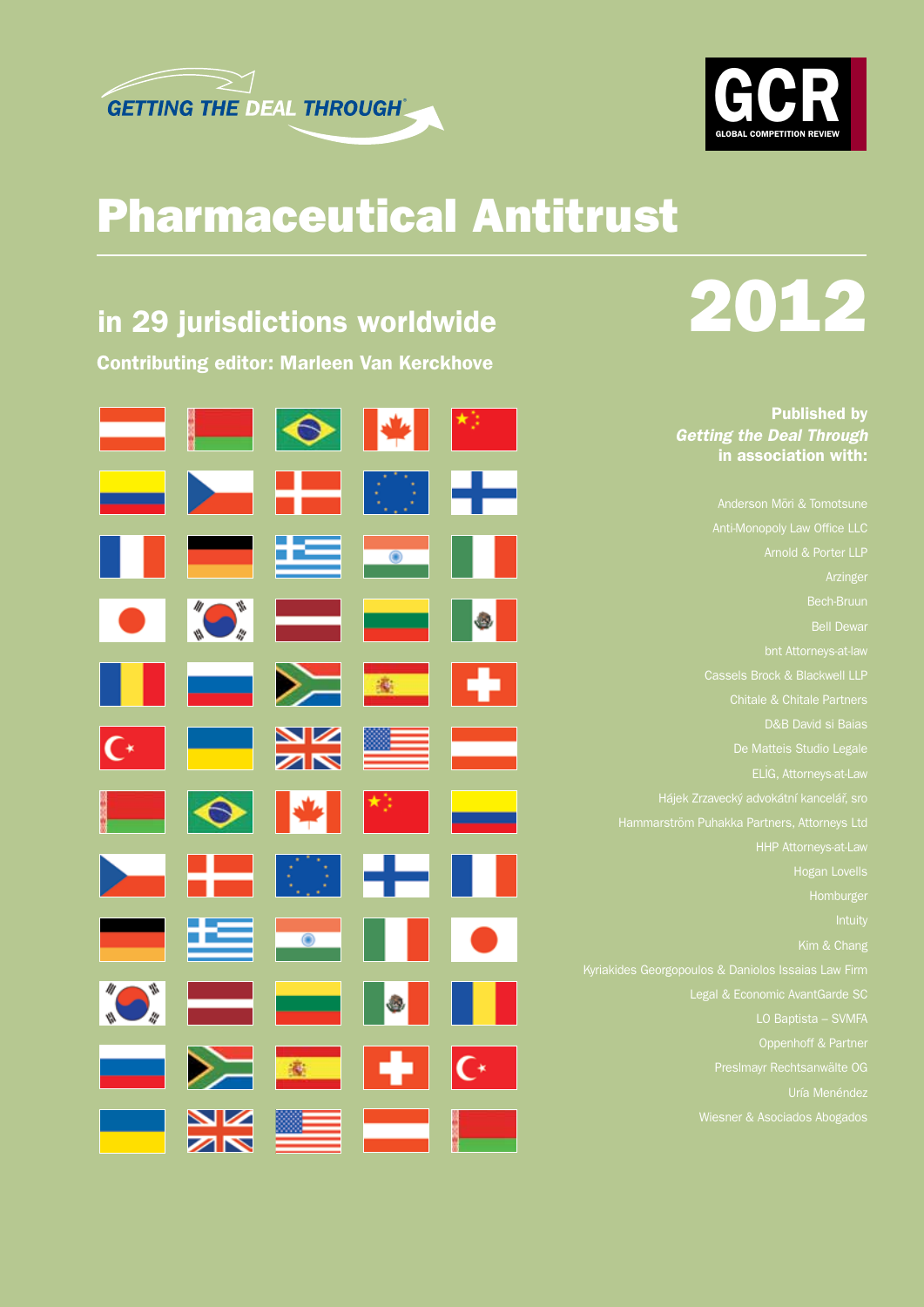GETTING THE DEAL THROUGH®

GCR
GLOBAL COMPETITION REVIEW

# Pharmaceutical Antitrust

## in 29 jurisdictions worldwide

# 2012

**Contributing editor: Marleen Van Kerckhove**

**Published by**
***Getting the Deal Through***
**in association with:**

Anderson Mōri & Tomotsune

Anti-Monopoly Law Office LLC

Arnold & Porter LLP

Arzinger

Bech-Bruun

Bell Dewar

bnt Attorneys-at-law

Cassels Brock & Blackwell LLP

Chitale & Chitale Partners

D&B David si Baias

De Matteis Studio Legale

ELİG, Attorneys-at-Law

Hájek Zrzavecký advokátní kancelář, sro

Hammarström Puhakka Partners, Attorneys Ltd

HHP Attorneys-at-Law

Hogan Lovells

Homburger

Intuity

Kim & Chang

Kyriakides Georgopoulos & Daniolos Issaias Law Firm

Legal & Economic AvantGarde SC

LO Baptista – SVMFA

Oppenhoff & Partner

Preslmayr Rechtsanwälte OG

Uría Menéndez

Wiesner & Asociados Abogados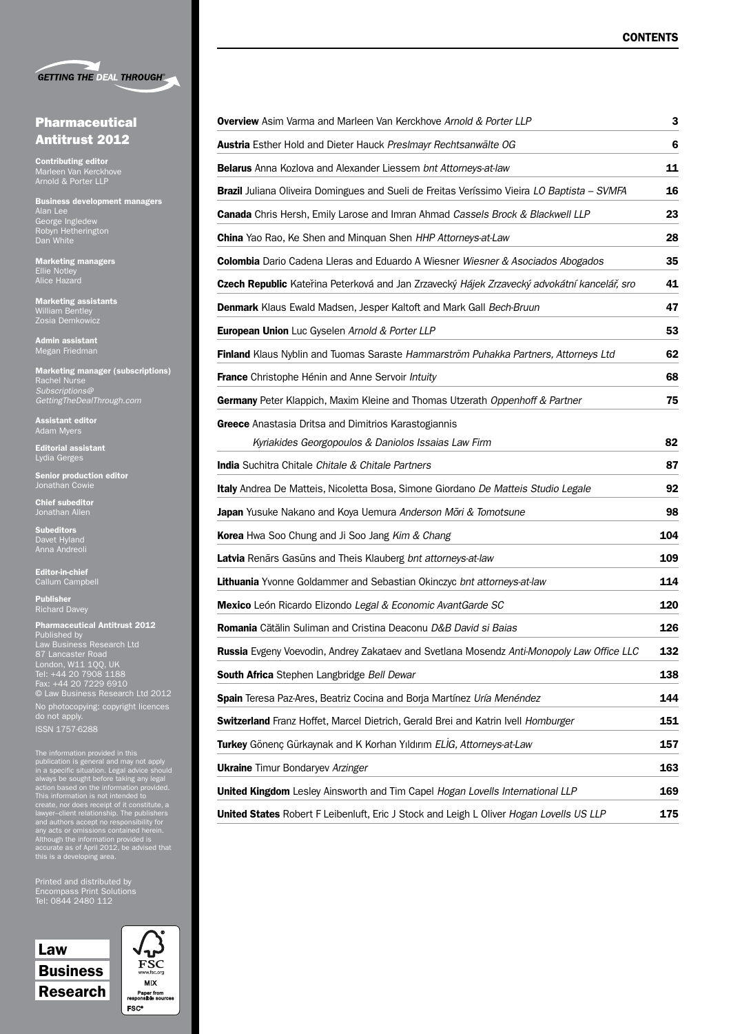GETTING THE DEAL THROUGH

# Pharmaceutical Antitrust 2012

**Contributing editor**
Marleen Van Kerckhove
Arnold & Porter LLP

**Business development managers**
Alan Lee
George Ingledew
Robyn Hetherington
Dan White

**Marketing managers**
Ellie Notley
Alice Hazard

**Marketing assistants**
William Bentley
Zosia Demkowicz

**Admin assistant**
Megan Friedman

**Marketing manager (subscriptions)**
Rachel Nurse
*Subscriptions@GettingTheDealThrough.com*

**Assistant editor**
Adam Myers

**Editorial assistant**
Lydia Gerges

**Senior production editor**
Jonathan Cowie

**Chief subeditor**
Jonathan Allen

**Subeditors**
Davet Hyland
Anna Andreoli

**Editor-in-chief**
Callum Campbell

**Publisher**
Richard Davey

**Pharmaceutical Antitrust 2012**
Published by
Law Business Research Ltd
87 Lancaster Road
London, W11 1QQ, UK
Tel: +44 20 7908 1188
Fax: +44 20 7229 6910
© Law Business Research Ltd 2012
No photocopying: copyright licences do not apply.
ISSN 1757-6288

The information provided in this publication is general and may not apply in a specific situation. Legal advice should always be sought before taking any legal action based on the information provided. This information is not intended to create, nor does receipt of it constitute, a lawyer–client relationship. The publishers and authors accept no responsibility for any acts or omissions contained herein. Although the information provided is accurate as of April 2012, be advised that this is a developing area.

Printed and distributed by
Encompass Print Solutions
Tel: 0844 2480 112

Law Business Research

## CONTENTS

| | |
|---|---|
| **Overview** Asim Varma and Marleen Van Kerckhove *Arnold & Porter LLP* | **3** |
| **Austria** Esther Hold and Dieter Hauck *Preslmayr Rechtsanwälte OG* | **6** |
| **Belarus** Anna Kozlova and Alexander Liessem *bnt Attorneys-at-law* | **11** |
| **Brazil** Juliana Oliveira Domingues and Sueli de Freitas Veríssimo Vieira *LO Baptista – SVMFA* | **16** |
| **Canada** Chris Hersh, Emily Larose and Imran Ahmad *Cassels Brock & Blackwell LLP* | **23** |
| **China** Yao Rao, Ke Shen and Minquan Shen *HHP Attorneys-at-Law* | **28** |
| **Colombia** Dario Cadena Lleras and Eduardo A Wiesner *Wiesner & Asociados Abogados* | **35** |
| **Czech Republic** Kateřina Peterková and Jan Zrzavecký *Hájek Zrzavecký advokátní kancelář, sro* | **41** |
| **Denmark** Klaus Ewald Madsen, Jesper Kaltoft and Mark Gall *Bech-Bruun* | **47** |
| **European Union** Luc Gyselen *Arnold & Porter LLP* | **53** |
| **Finland** Klaus Nyblin and Tuomas Saraste *Hammarström Puhakka Partners, Attorneys Ltd* | **62** |
| **France** Christophe Hénin and Anne Servoir *Intuity* | **68** |
| **Germany** Peter Klappich, Maxim Kleine and Thomas Utzerath *Oppenhoff & Partner* | **75** |
| **Greece** Anastasia Dritsa and Dimitrios Karastogiannis *Kyriakides Georgopoulos & Daniolos Issaias Law Firm* | **82** |
| **India** Suchitra Chitale *Chitale & Chitale Partners* | **87** |
| **Italy** Andrea De Matteis, Nicoletta Bosa, Simone Giordano *De Matteis Studio Legale* | **92** |
| **Japan** Yusuke Nakano and Koya Uemura *Anderson Mōri & Tomotsune* | **98** |
| **Korea** Hwa Soo Chung and Ji Soo Jang *Kim & Chang* | **104** |
| **Latvia** Renārs Gasūns and Theis Klauberg *bnt attorneys-at-law* | **109** |
| **Lithuania** Yvonne Goldammer and Sebastian Okinczyc *bnt attorneys-at-law* | **114** |
| **Mexico** León Ricardo Elizondo *Legal & Economic AvantGarde SC* | **120** |
| **Romania** Cătălin Suliman and Cristina Deaconu *D&B David si Baias* | **126** |
| **Russia** Evgeny Voevodin, Andrey Zakataev and Svetlana Mosendz *Anti-Monopoly Law Office LLC* | **132** |
| **South Africa** Stephen Langbridge *Bell Dewar* | **138** |
| **Spain** Teresa Paz-Ares, Beatriz Cocina and Borja Martínez *Uría Menéndez* | **144** |
| **Switzerland** Franz Hoffet, Marcel Dietrich, Gerald Brei and Katrin Ivell *Homburger* | **151** |
| **Turkey** Gönenç Gürkaynak and K Korhan Yıldırım *ELİG, Attorneys-at-Law* | **157** |
| **Ukraine** Timur Bondaryev *Arzinger* | **163** |
| **United Kingdom** Lesley Ainsworth and Tim Capel *Hogan Lovells International LLP* | **169** |
| **United States** Robert F Leibenluft, Eric J Stock and Leigh L Oliver *Hogan Lovells US LLP* | **175** |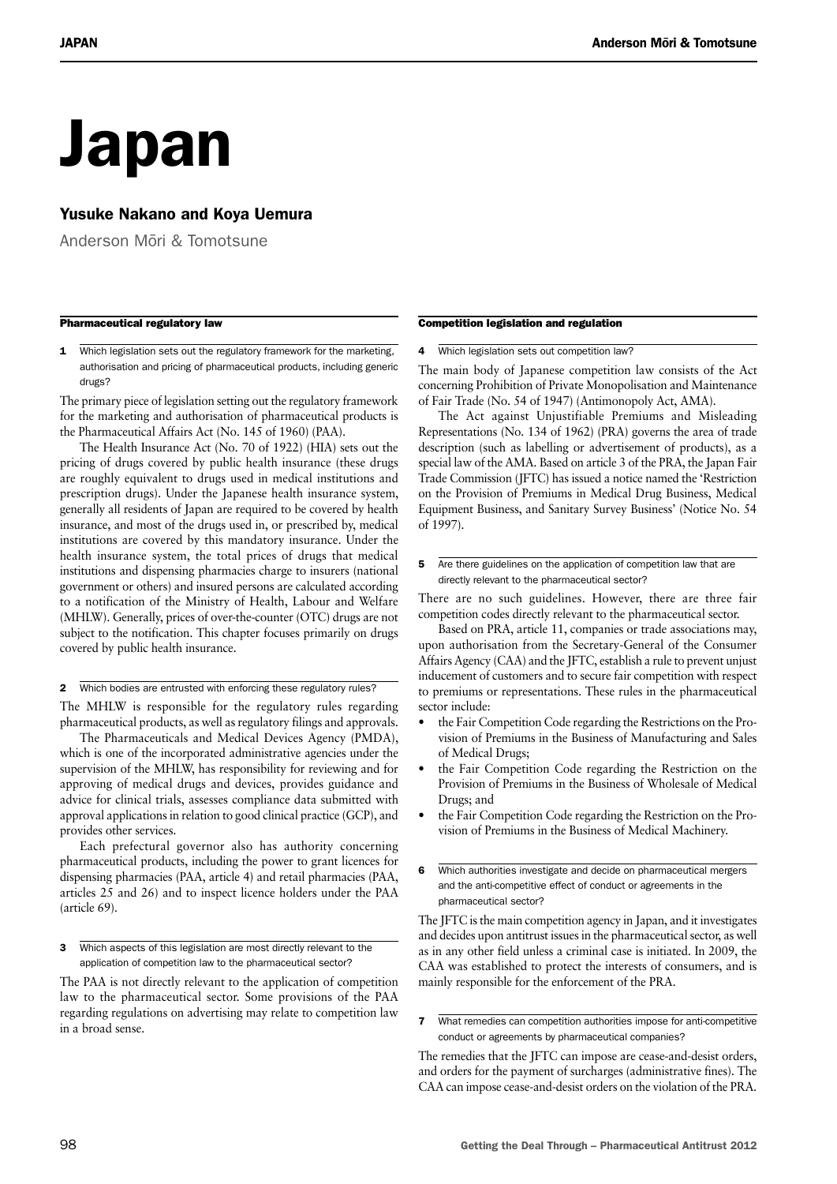# Japan

## Yusuke Nakano and Koya Uemura

Anderson Mōri & Tomotsune

### Pharmaceutical regulatory law

**1** Which legislation sets out the regulatory framework for the marketing, authorisation and pricing of pharmaceutical products, including generic drugs?

The primary piece of legislation setting out the regulatory framework for the marketing and authorisation of pharmaceutical products is the Pharmaceutical Affairs Act (No. 145 of 1960) (PAA).

The Health Insurance Act (No. 70 of 1922) (HIA) sets out the pricing of drugs covered by public health insurance (these drugs are roughly equivalent to drugs used in medical institutions and prescription drugs). Under the Japanese health insurance system, generally all residents of Japan are required to be covered by health insurance, and most of the drugs used in, or prescribed by, medical institutions are covered by this mandatory insurance. Under the health insurance system, the total prices of drugs that medical institutions and dispensing pharmacies charge to insurers (national government or others) and insured persons are calculated according to a notification of the Ministry of Health, Labour and Welfare (MHLW). Generally, prices of over-the-counter (OTC) drugs are not subject to the notification. This chapter focuses primarily on drugs covered by public health insurance.

**2** Which bodies are entrusted with enforcing these regulatory rules?

The MHLW is responsible for the regulatory rules regarding pharmaceutical products, as well as regulatory filings and approvals.

The Pharmaceuticals and Medical Devices Agency (PMDA), which is one of the incorporated administrative agencies under the supervision of the MHLW, has responsibility for reviewing and for approving of medical drugs and devices, provides guidance and advice for clinical trials, assesses compliance data submitted with approval applications in relation to good clinical practice (GCP), and provides other services.

Each prefectural governor also has authority concerning pharmaceutical products, including the power to grant licences for dispensing pharmacies (PAA, article 4) and retail pharmacies (PAA, articles 25 and 26) and to inspect licence holders under the PAA (article 69).

**3** Which aspects of this legislation are most directly relevant to the application of competition law to the pharmaceutical sector?

The PAA is not directly relevant to the application of competition law to the pharmaceutical sector. Some provisions of the PAA regarding regulations on advertising may relate to competition law in a broad sense.

### Competition legislation and regulation

**4** Which legislation sets out competition law?

The main body of Japanese competition law consists of the Act concerning Prohibition of Private Monopolisation and Maintenance of Fair Trade (No. 54 of 1947) (Antimonopoly Act, AMA).

The Act against Unjustifiable Premiums and Misleading Representations (No. 134 of 1962) (PRA) governs the area of trade description (such as labelling or advertisement of products), as a special law of the AMA. Based on article 3 of the PRA, the Japan Fair Trade Commission (JFTC) has issued a notice named the 'Restriction on the Provision of Premiums in Medical Drug Business, Medical Equipment Business, and Sanitary Survey Business' (Notice No. 54 of 1997).

**5** Are there guidelines on the application of competition law that are directly relevant to the pharmaceutical sector?

There are no such guidelines. However, there are three fair competition codes directly relevant to the pharmaceutical sector.

Based on PRA, article 11, companies or trade associations may, upon authorisation from the Secretary-General of the Consumer Affairs Agency (CAA) and the JFTC, establish a rule to prevent unjust inducement of customers and to secure fair competition with respect to premiums or representations. These rules in the pharmaceutical sector include:

- the Fair Competition Code regarding the Restrictions on the Provision of Premiums in the Business of Manufacturing and Sales of Medical Drugs;
- the Fair Competition Code regarding the Restriction on the Provision of Premiums in the Business of Wholesale of Medical Drugs; and
- the Fair Competition Code regarding the Restriction on the Provision of Premiums in the Business of Medical Machinery.

**6** Which authorities investigate and decide on pharmaceutical mergers and the anti-competitive effect of conduct or agreements in the pharmaceutical sector?

The JFTC is the main competition agency in Japan, and it investigates and decides upon antitrust issues in the pharmaceutical sector, as well as in any other field unless a criminal case is initiated. In 2009, the CAA was established to protect the interests of consumers, and is mainly responsible for the enforcement of the PRA.

**7** What remedies can competition authorities impose for anti-competitive conduct or agreements by pharmaceutical companies?

The remedies that the JFTC can impose are cease-and-desist orders, and orders for the payment of surcharges (administrative fines). The CAA can impose cease-and-desist orders on the violation of the PRA.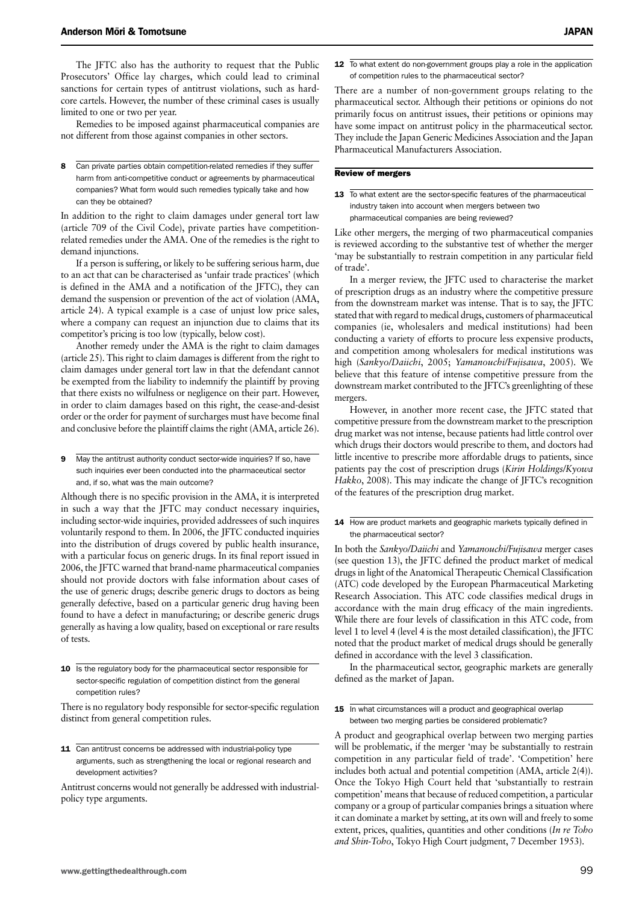The JFTC also has the authority to request that the Public Prosecutors' Office lay charges, which could lead to criminal sanctions for certain types of antitrust violations, such as hard-core cartels. However, the number of these criminal cases is usually limited to one or two per year.

Remedies to be imposed against pharmaceutical companies are not different from those against companies in other sectors.

**8 Can private parties obtain competition-related remedies if they suffer harm from anti-competitive conduct or agreements by pharmaceutical companies? What form would such remedies typically take and how can they be obtained?**

In addition to the right to claim damages under general tort law (article 709 of the Civil Code), private parties have competition-related remedies under the AMA. One of the remedies is the right to demand injunctions.

If a person is suffering, or likely to be suffering serious harm, due to an act that can be characterised as 'unfair trade practices' (which is defined in the AMA and a notification of the JFTC), they can demand the suspension or prevention of the act of violation (AMA, article 24). A typical example is a case of unjust low price sales, where a company can request an injunction due to claims that its competitor's pricing is too low (typically, below cost).

Another remedy under the AMA is the right to claim damages (article 25). This right to claim damages is different from the right to claim damages under general tort law in that the defendant cannot be exempted from the liability to indemnify the plaintiff by proving that there exists no wilfulness or negligence on their part. However, in order to claim damages based on this right, the cease-and-desist order or the order for payment of surcharges must have become final and conclusive before the plaintiff claims the right (AMA, article 26).

**9 May the antitrust authority conduct sector-wide inquiries? If so, have such inquiries ever been conducted into the pharmaceutical sector and, if so, what was the main outcome?**

Although there is no specific provision in the AMA, it is interpreted in such a way that the JFTC may conduct necessary inquiries, including sector-wide inquiries, provided addressees of such inquires voluntarily respond to them. In 2006, the JFTC conducted inquiries into the distribution of drugs covered by public health insurance, with a particular focus on generic drugs. In its final report issued in 2006, the JFTC warned that brand-name pharmaceutical companies should not provide doctors with false information about cases of the use of generic drugs; describe generic drugs to doctors as being generally defective, based on a particular generic drug having been found to have a defect in manufacturing; or describe generic drugs generally as having a low quality, based on exceptional or rare results of tests.

**10 Is the regulatory body for the pharmaceutical sector responsible for sector-specific regulation of competition distinct from the general competition rules?**

There is no regulatory body responsible for sector-specific regulation distinct from general competition rules.

**11 Can antitrust concerns be addressed with industrial-policy type arguments, such as strengthening the local or regional research and development activities?**

Antitrust concerns would not generally be addressed with industrial-policy type arguments.

**12 To what extent do non-government groups play a role in the application of competition rules to the pharmaceutical sector?**

There are a number of non-government groups relating to the pharmaceutical sector. Although their petitions or opinions do not primarily focus on antitrust issues, their petitions or opinions may have some impact on antitrust policy in the pharmaceutical sector. They include the Japan Generic Medicines Association and the Japan Pharmaceutical Manufacturers Association.

## Review of mergers

**13 To what extent are the sector-specific features of the pharmaceutical industry taken into account when mergers between two pharmaceutical companies are being reviewed?**

Like other mergers, the merging of two pharmaceutical companies is reviewed according to the substantive test of whether the merger 'may be substantially to restrain competition in any particular field of trade'.

In a merger review, the JFTC used to characterise the market of prescription drugs as an industry where the competitive pressure from the downstream market was intense. That is to say, the JFTC stated that with regard to medical drugs, customers of pharmaceutical companies (ie, wholesalers and medical institutions) had been conducting a variety of efforts to procure less expensive products, and competition among wholesalers for medical institutions was high (*Sankyo/Daiichi*, 2005; *Yamanouchi/Fujisawa*, 2005). We believe that this feature of intense competitive pressure from the downstream market contributed to the JFTC's greenlighting of these mergers.

However, in another more recent case, the JFTC stated that competitive pressure from the downstream market to the prescription drug market was not intense, because patients had little control over which drugs their doctors would prescribe to them, and doctors had little incentive to prescribe more affordable drugs to patients, since patients pay the cost of prescription drugs (*Kirin Holdings/Kyowa Hakko*, 2008). This may indicate the change of JFTC's recognition of the features of the prescription drug market.

**14 How are product markets and geographic markets typically defined in the pharmaceutical sector?**

In both the *Sankyo/Daiichi* and *Yamanouchi/Fujisawa* merger cases (see question 13), the JFTC defined the product market of medical drugs in light of the Anatomical Therapeutic Chemical Classification (ATC) code developed by the European Pharmaceutical Marketing Research Association. This ATC code classifies medical drugs in accordance with the main drug efficacy of the main ingredients. While there are four levels of classification in this ATC code, from level 1 to level 4 (level 4 is the most detailed classification), the JFTC noted that the product market of medical drugs should be generally defined in accordance with the level 3 classification.

In the pharmaceutical sector, geographic markets are generally defined as the market of Japan.

**15 In what circumstances will a product and geographical overlap between two merging parties be considered problematic?**

A product and geographical overlap between two merging parties will be problematic, if the merger 'may be substantially to restrain competition in any particular field of trade'. 'Competition' here includes both actual and potential competition (AMA, article 2(4)). Once the Tokyo High Court held that 'substantially to restrain competition' means that because of reduced competition, a particular company or a group of particular companies brings a situation where it can dominate a market by setting, at its own will and freely to some extent, prices, qualities, quantities and other conditions (*In re Toho and Shin-Toho*, Tokyo High Court judgment, 7 December 1953).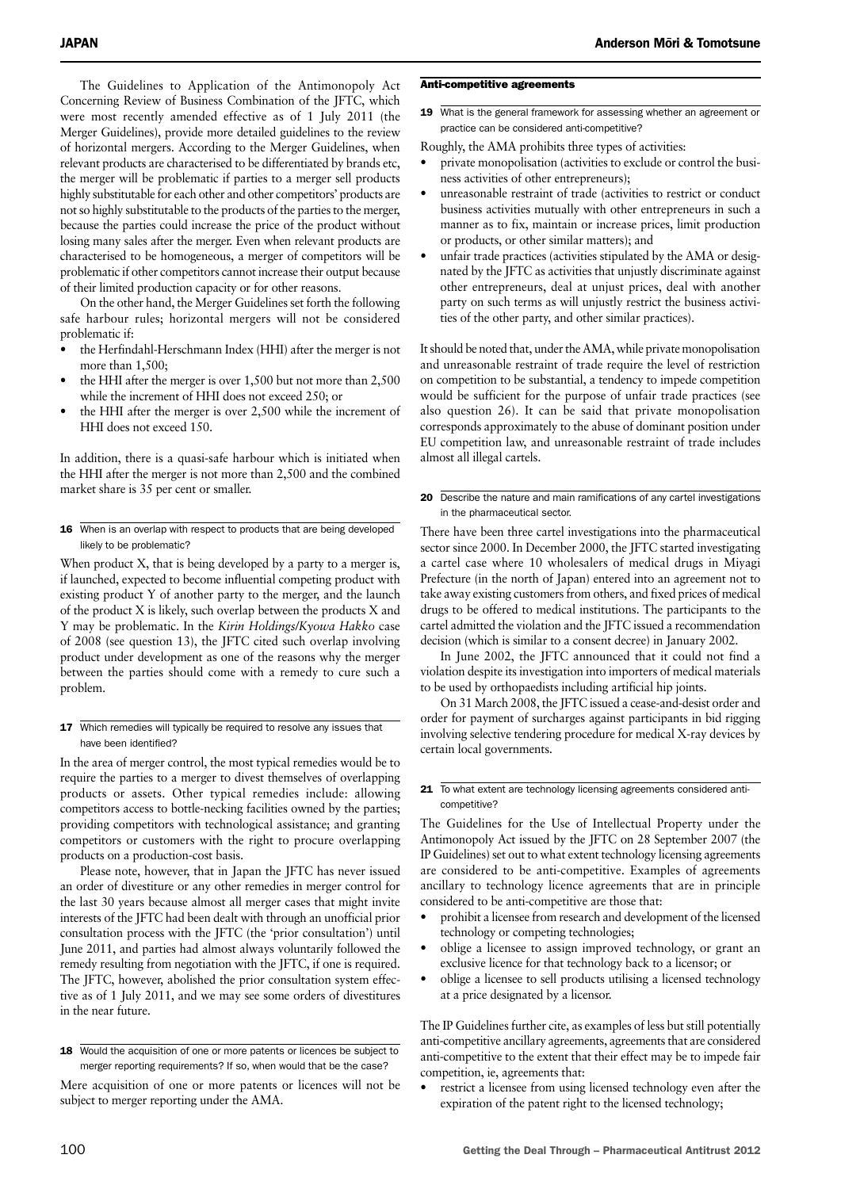The Guidelines to Application of the Antimonopoly Act Concerning Review of Business Combination of the JFTC, which were most recently amended effective as of 1 July 2011 (the Merger Guidelines), provide more detailed guidelines to the review of horizontal mergers. According to the Merger Guidelines, when relevant products are characterised to be differentiated by brands etc, the merger will be problematic if parties to a merger sell products highly substitutable for each other and other competitors' products are not so highly substitutable to the products of the parties to the merger, because the parties could increase the price of the product without losing many sales after the merger. Even when relevant products are characterised to be homogeneous, a merger of competitors will be problematic if other competitors cannot increase their output because of their limited production capacity or for other reasons.

On the other hand, the Merger Guidelines set forth the following safe harbour rules; horizontal mergers will not be considered problematic if:

- the Herfindahl-Herschmann Index (HHI) after the merger is not more than 1,500;
- the HHI after the merger is over 1,500 but not more than 2,500 while the increment of HHI does not exceed 250; or
- the HHI after the merger is over 2,500 while the increment of HHI does not exceed 150.

In addition, there is a quasi-safe harbour which is initiated when the HHI after the merger is not more than 2,500 and the combined market share is 35 per cent or smaller.

**16 When is an overlap with respect to products that are being developed likely to be problematic?**

When product X, that is being developed by a party to a merger is, if launched, expected to become influential competing product with existing product Y of another party to the merger, and the launch of the product X is likely, such overlap between the products X and Y may be problematic. In the *Kirin Holdings/Kyowa Hakko* case of 2008 (see question 13), the JFTC cited such overlap involving product under development as one of the reasons why the merger between the parties should come with a remedy to cure such a problem.

**17 Which remedies will typically be required to resolve any issues that have been identified?**

In the area of merger control, the most typical remedies would be to require the parties to a merger to divest themselves of overlapping products or assets. Other typical remedies include: allowing competitors access to bottle-necking facilities owned by the parties; providing competitors with technological assistance; and granting competitors or customers with the right to procure overlapping products on a production-cost basis.

Please note, however, that in Japan the JFTC has never issued an order of divestiture or any other remedies in merger control for the last 30 years because almost all merger cases that might invite interests of the JFTC had been dealt with through an unofficial prior consultation process with the JFTC (the 'prior consultation') until June 2011, and parties had almost always voluntarily followed the remedy resulting from negotiation with the JFTC, if one is required. The JFTC, however, abolished the prior consultation system effective as of 1 July 2011, and we may see some orders of divestitures in the near future.

**18 Would the acquisition of one or more patents or licences be subject to merger reporting requirements? If so, when would that be the case?**

Mere acquisition of one or more patents or licences will not be subject to merger reporting under the AMA.

## Anti-competitive agreements

**19 What is the general framework for assessing whether an agreement or practice can be considered anti-competitive?**

Roughly, the AMA prohibits three types of activities:

- private monopolisation (activities to exclude or control the business activities of other entrepreneurs);
- unreasonable restraint of trade (activities to restrict or conduct business activities mutually with other entrepreneurs in such a manner as to fix, maintain or increase prices, limit production or products, or other similar matters); and
- unfair trade practices (activities stipulated by the AMA or designated by the JFTC as activities that unjustly discriminate against other entrepreneurs, deal at unjust prices, deal with another party on such terms as will unjustly restrict the business activities of the other party, and other similar practices).

It should be noted that, under the AMA, while private monopolisation and unreasonable restraint of trade require the level of restriction on competition to be substantial, a tendency to impede competition would be sufficient for the purpose of unfair trade practices (see also question 26). It can be said that private monopolisation corresponds approximately to the abuse of dominant position under EU competition law, and unreasonable restraint of trade includes almost all illegal cartels.

**20 Describe the nature and main ramifications of any cartel investigations in the pharmaceutical sector.**

There have been three cartel investigations into the pharmaceutical sector since 2000. In December 2000, the JFTC started investigating a cartel case where 10 wholesalers of medical drugs in Miyagi Prefecture (in the north of Japan) entered into an agreement not to take away existing customers from others, and fixed prices of medical drugs to be offered to medical institutions. The participants to the cartel admitted the violation and the JFTC issued a recommendation decision (which is similar to a consent decree) in January 2002.

In June 2002, the JFTC announced that it could not find a violation despite its investigation into importers of medical materials to be used by orthopaedists including artificial hip joints.

On 31 March 2008, the JFTC issued a cease-and-desist order and order for payment of surcharges against participants in bid rigging involving selective tendering procedure for medical X-ray devices by certain local governments.

**21 To what extent are technology licensing agreements considered anti-competitive?**

The Guidelines for the Use of Intellectual Property under the Antimonopoly Act issued by the JFTC on 28 September 2007 (the IP Guidelines) set out to what extent technology licensing agreements are considered to be anti-competitive. Examples of agreements ancillary to technology licence agreements that are in principle considered to be anti-competitive are those that:

- prohibit a licensee from research and development of the licensed technology or competing technologies;
- oblige a licensee to assign improved technology, or grant an exclusive licence for that technology back to a licensor; or
- oblige a licensee to sell products utilising a licensed technology at a price designated by a licensor.

The IP Guidelines further cite, as examples of less but still potentially anti-competitive ancillary agreements, agreements that are considered anti-competitive to the extent that their effect may be to impede fair competition, ie, agreements that:

- restrict a licensee from using licensed technology even after the expiration of the patent right to the licensed technology;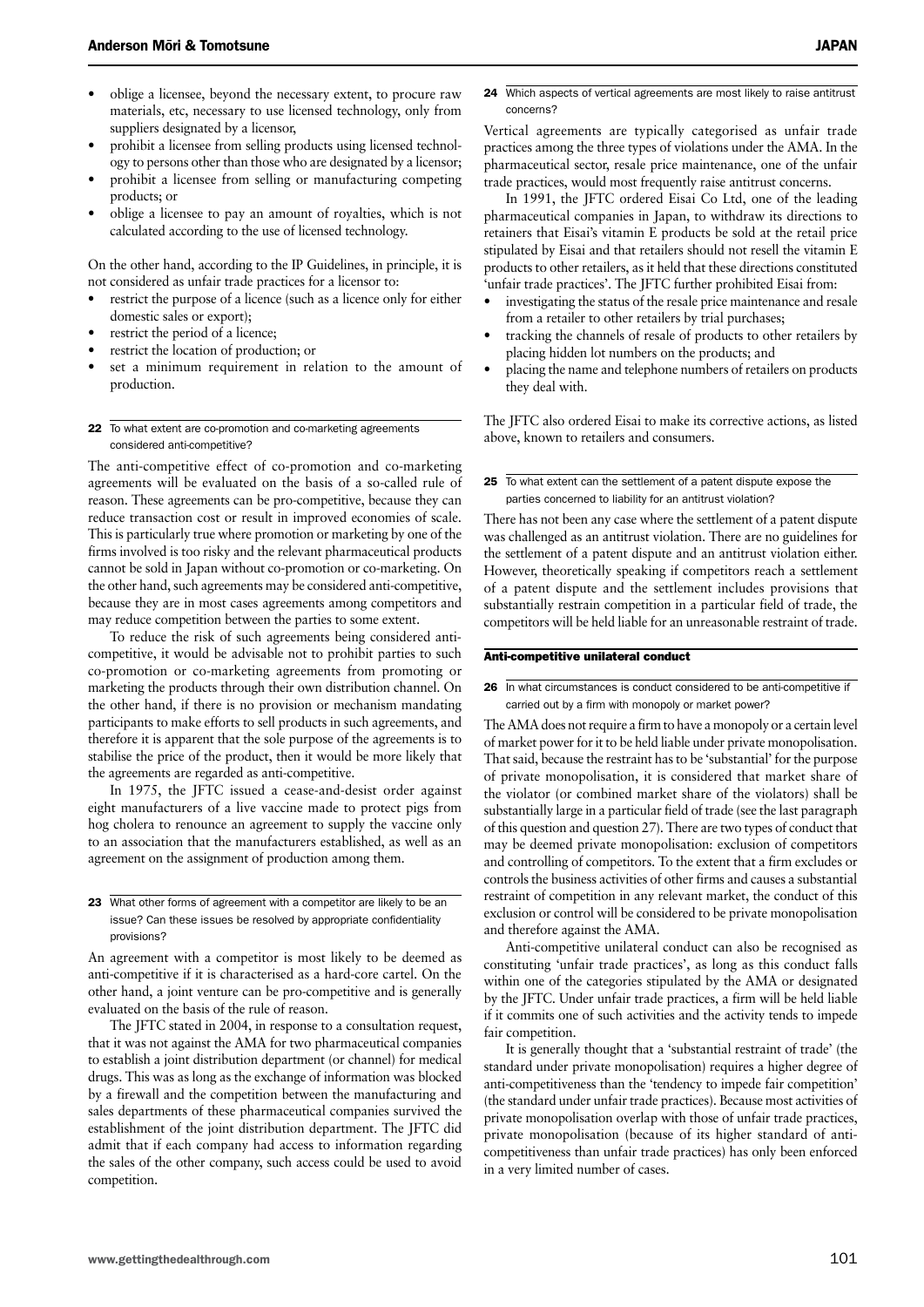- oblige a licensee, beyond the necessary extent, to procure raw materials, etc, necessary to use licensed technology, only from suppliers designated by a licensor,
- prohibit a licensee from selling products using licensed technology to persons other than those who are designated by a licensor;
- prohibit a licensee from selling or manufacturing competing products; or
- oblige a licensee to pay an amount of royalties, which is not calculated according to the use of licensed technology.

On the other hand, according to the IP Guidelines, in principle, it is not considered as unfair trade practices for a licensor to:

- restrict the purpose of a licence (such as a licence only for either domestic sales or export);
- restrict the period of a licence;
- restrict the location of production; or
- set a minimum requirement in relation to the amount of production.

### 22 To what extent are co-promotion and co-marketing agreements considered anti-competitive?

The anti-competitive effect of co-promotion and co-marketing agreements will be evaluated on the basis of a so-called rule of reason. These agreements can be pro-competitive, because they can reduce transaction cost or result in improved economies of scale. This is particularly true where promotion or marketing by one of the firms involved is too risky and the relevant pharmaceutical products cannot be sold in Japan without co-promotion or co-marketing. On the other hand, such agreements may be considered anti-competitive, because they are in most cases agreements among competitors and may reduce competition between the parties to some extent.

To reduce the risk of such agreements being considered anti-competitive, it would be advisable not to prohibit parties to such co-promotion or co-marketing agreements from promoting or marketing the products through their own distribution channel. On the other hand, if there is no provision or mechanism mandating participants to make efforts to sell products in such agreements, and therefore it is apparent that the sole purpose of the agreements is to stabilise the price of the product, then it would be more likely that the agreements are regarded as anti-competitive.

In 1975, the JFTC issued a cease-and-desist order against eight manufacturers of a live vaccine made to protect pigs from hog cholera to renounce an agreement to supply the vaccine only to an association that the manufacturers established, as well as an agreement on the assignment of production among them.

### 23 What other forms of agreement with a competitor are likely to be an issue? Can these issues be resolved by appropriate confidentiality provisions?

An agreement with a competitor is most likely to be deemed as anti-competitive if it is characterised as a hard-core cartel. On the other hand, a joint venture can be pro-competitive and is generally evaluated on the basis of the rule of reason.

The JFTC stated in 2004, in response to a consultation request, that it was not against the AMA for two pharmaceutical companies to establish a joint distribution department (or channel) for medical drugs. This was as long as the exchange of information was blocked by a firewall and the competition between the manufacturing and sales departments of these pharmaceutical companies survived the establishment of the joint distribution department. The JFTC did admit that if each company had access to information regarding the sales of the other company, such access could be used to avoid competition.

### 24 Which aspects of vertical agreements are most likely to raise antitrust concerns?

Vertical agreements are typically categorised as unfair trade practices among the three types of violations under the AMA. In the pharmaceutical sector, resale price maintenance, one of the unfair trade practices, would most frequently raise antitrust concerns.

In 1991, the JFTC ordered Eisai Co Ltd, one of the leading pharmaceutical companies in Japan, to withdraw its directions to retainers that Eisai's vitamin E products be sold at the retail price stipulated by Eisai and that retailers should not resell the vitamin E products to other retailers, as it held that these directions constituted 'unfair trade practices'. The JFTC further prohibited Eisai from:

- investigating the status of the resale price maintenance and resale from a retailer to other retailers by trial purchases;
- tracking the channels of resale of products to other retailers by placing hidden lot numbers on the products; and
- placing the name and telephone numbers of retailers on products they deal with.

The JFTC also ordered Eisai to make its corrective actions, as listed above, known to retailers and consumers.

### 25 To what extent can the settlement of a patent dispute expose the parties concerned to liability for an antitrust violation?

There has not been any case where the settlement of a patent dispute was challenged as an antitrust violation. There are no guidelines for the settlement of a patent dispute and an antitrust violation either. However, theoretically speaking if competitors reach a settlement of a patent dispute and the settlement includes provisions that substantially restrain competition in a particular field of trade, the competitors will be held liable for an unreasonable restraint of trade.

## Anti-competitive unilateral conduct

### 26 In what circumstances is conduct considered to be anti-competitive if carried out by a firm with monopoly or market power?

The AMA does not require a firm to have a monopoly or a certain level of market power for it to be held liable under private monopolisation. That said, because the restraint has to be 'substantial' for the purpose of private monopolisation, it is considered that market share of the violator (or combined market share of the violators) shall be substantially large in a particular field of trade (see the last paragraph of this question and question 27). There are two types of conduct that may be deemed private monopolisation: exclusion of competitors and controlling of competitors. To the extent that a firm excludes or controls the business activities of other firms and causes a substantial restraint of competition in any relevant market, the conduct of this exclusion or control will be considered to be private monopolisation and therefore against the AMA.

Anti-competitive unilateral conduct can also be recognised as constituting 'unfair trade practices', as long as this conduct falls within one of the categories stipulated by the AMA or designated by the JFTC. Under unfair trade practices, a firm will be held liable if it commits one of such activities and the activity tends to impede fair competition.

It is generally thought that a 'substantial restraint of trade' (the standard under private monopolisation) requires a higher degree of anti-competitiveness than the 'tendency to impede fair competition' (the standard under unfair trade practices). Because most activities of private monopolisation overlap with those of unfair trade practices, private monopolisation (because of its higher standard of anti-competitiveness than unfair trade practices) has only been enforced in a very limited number of cases.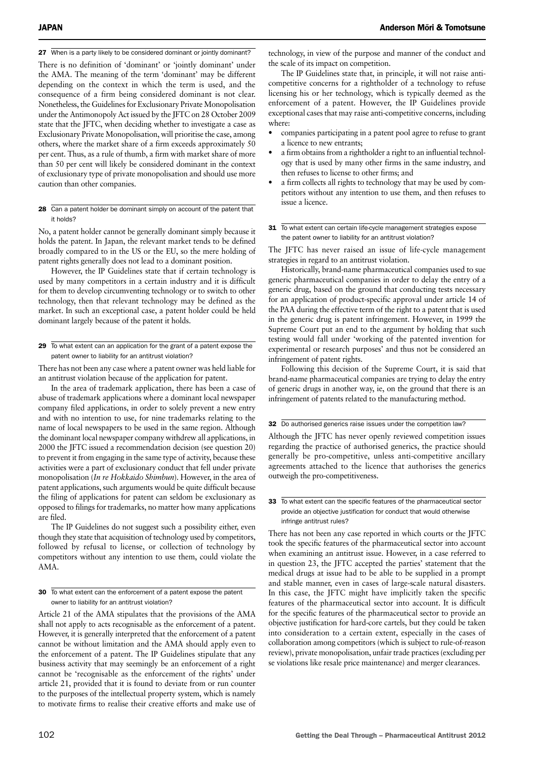### 27 When is a party likely to be considered dominant or jointly dominant?

There is no definition of 'dominant' or 'jointly dominant' under the AMA. The meaning of the term 'dominant' may be different depending on the context in which the term is used, and the consequence of a firm being considered dominant is not clear. Nonetheless, the Guidelines for Exclusionary Private Monopolisation under the Antimonopoly Act issued by the JFTC on 28 October 2009 state that the JFTC, when deciding whether to investigate a case as Exclusionary Private Monopolisation, will prioritise the case, among others, where the market share of a firm exceeds approximately 50 per cent. Thus, as a rule of thumb, a firm with market share of more than 50 per cent will likely be considered dominant in the context of exclusionary type of private monopolisation and should use more caution than other companies.

### 28 Can a patent holder be dominant simply on account of the patent that it holds?

No, a patent holder cannot be generally dominant simply because it holds the patent. In Japan, the relevant market tends to be defined broadly compared to in the US or the EU, so the mere holding of patent rights generally does not lead to a dominant position.

However, the IP Guidelines state that if certain technology is used by many competitors in a certain industry and it is difficult for them to develop circumventing technology or to switch to other technology, then that relevant technology may be defined as the market. In such an exceptional case, a patent holder could be held dominant largely because of the patent it holds.

### 29 To what extent can an application for the grant of a patent expose the patent owner to liability for an antitrust violation?

There has not been any case where a patent owner was held liable for an antitrust violation because of the application for patent.

In the area of trademark application, there has been a case of abuse of trademark applications where a dominant local newspaper company filed applications, in order to solely prevent a new entry and with no intention to use, for nine trademarks relating to the name of local newspapers to be used in the same region. Although the dominant local newspaper company withdrew all applications, in 2000 the JFTC issued a recommendation decision (see question 20) to prevent it from engaging in the same type of activity, because these activities were a part of exclusionary conduct that fell under private monopolisation (*In re Hokkaido Shimbun*). However, in the area of patent applications, such arguments would be quite difficult because the filing of applications for patent can seldom be exclusionary as opposed to filings for trademarks, no matter how many applications are filed.

The IP Guidelines do not suggest such a possibility either, even though they state that acquisition of technology used by competitors, followed by refusal to license, or collection of technology by competitors without any intention to use them, could violate the AMA.

### 30 To what extent can the enforcement of a patent expose the patent owner to liability for an antitrust violation?

Article 21 of the AMA stipulates that the provisions of the AMA shall not apply to acts recognisable as the enforcement of a patent. However, it is generally interpreted that the enforcement of a patent cannot be without limitation and the AMA should apply even to the enforcement of a patent. The IP Guidelines stipulate that any business activity that may seemingly be an enforcement of a right cannot be 'recognisable as the enforcement of the rights' under article 21, provided that it is found to deviate from or run counter to the purposes of the intellectual property system, which is namely to motivate firms to realise their creative efforts and make use of technology, in view of the purpose and manner of the conduct and the scale of its impact on competition.

The IP Guidelines state that, in principle, it will not raise anti-competitive concerns for a rightholder of a technology to refuse licensing his or her technology, which is typically deemed as the enforcement of a patent. However, the IP Guidelines provide exceptional cases that may raise anti-competitive concerns, including where:

- companies participating in a patent pool agree to refuse to grant a licence to new entrants;
- a firm obtains from a rightholder a right to an influential technology that is used by many other firms in the same industry, and then refuses to license to other firms; and
- a firm collects all rights to technology that may be used by competitors without any intention to use them, and then refuses to issue a licence.

### 31 To what extent can certain life-cycle management strategies expose the patent owner to liability for an antitrust violation?

The JFTC has never raised an issue of life-cycle management strategies in regard to an antitrust violation.

Historically, brand-name pharmaceutical companies used to sue generic pharmaceutical companies in order to delay the entry of a generic drug, based on the ground that conducting tests necessary for an application of product-specific approval under article 14 of the PAA during the effective term of the right to a patent that is used in the generic drug is patent infringement. However, in 1999 the Supreme Court put an end to the argument by holding that such testing would fall under 'working of the patented invention for experimental or research purposes' and thus not be considered an infringement of patent rights.

Following this decision of the Supreme Court, it is said that brand-name pharmaceutical companies are trying to delay the entry of generic drugs in another way, ie, on the ground that there is an infringement of patents related to the manufacturing method.

### 32 Do authorised generics raise issues under the competition law?

Although the JFTC has never openly reviewed competition issues regarding the practice of authorised generics, the practice should generally be pro-competitive, unless anti-competitive ancillary agreements attached to the licence that authorises the generics outweigh the pro-competitiveness.

### 33 To what extent can the specific features of the pharmaceutical sector provide an objective justification for conduct that would otherwise infringe antitrust rules?

There has not been any case reported in which courts or the JFTC took the specific features of the pharmaceutical sector into account when examining an antitrust issue. However, in a case referred to in question 23, the JFTC accepted the parties' statement that the medical drugs at issue had to be able to be supplied in a prompt and stable manner, even in cases of large-scale natural disasters. In this case, the JFTC might have implicitly taken the specific features of the pharmaceutical sector into account. It is difficult for the specific features of the pharmaceutical sector to provide an objective justification for hard-core cartels, but they could be taken into consideration to a certain extent, especially in the cases of collaboration among competitors (which is subject to rule-of-reason review), private monopolisation, unfair trade practices (excluding per se violations like resale price maintenance) and merger clearances.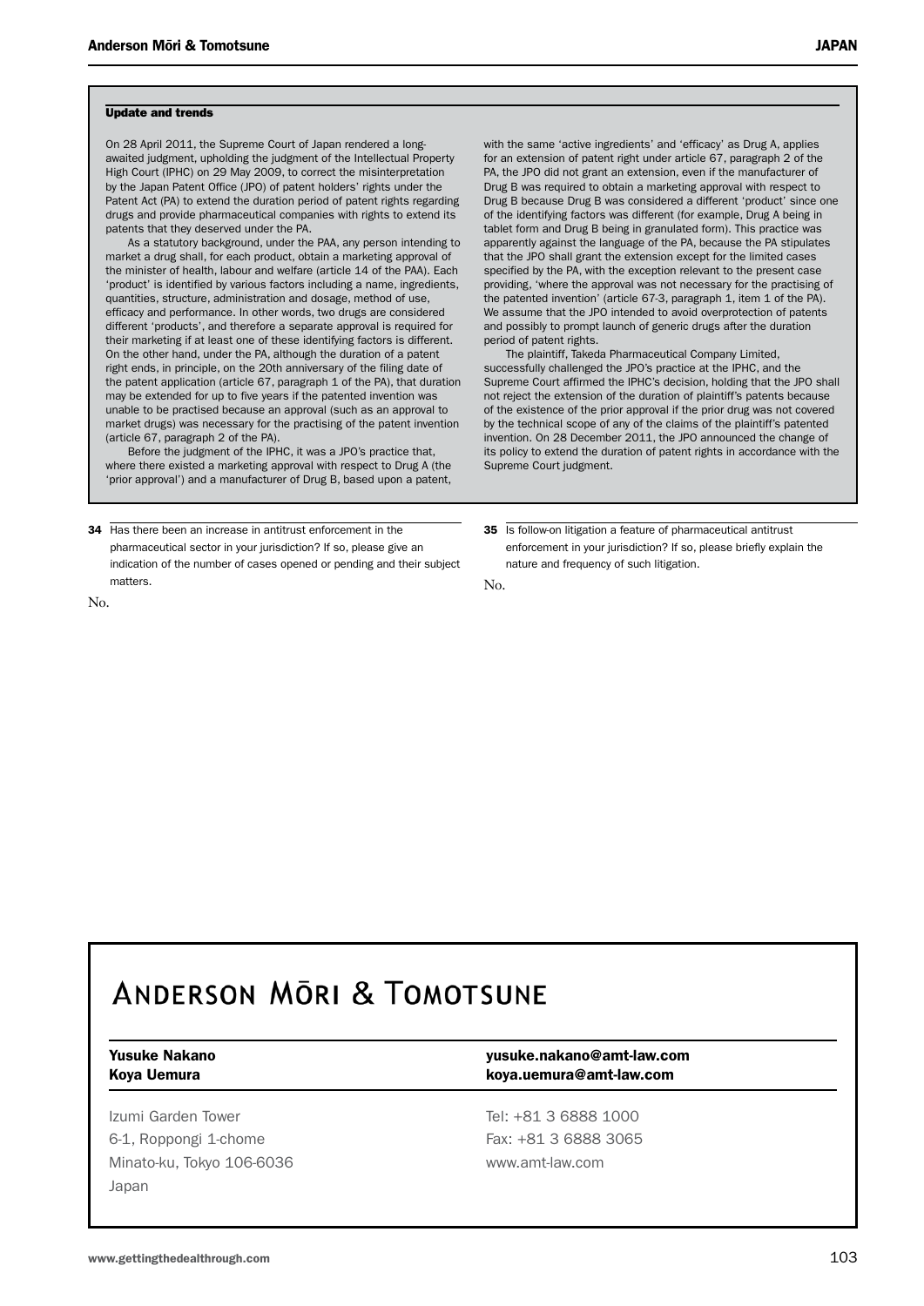## Update and trends

On 28 April 2011, the Supreme Court of Japan rendered a long-awaited judgment, upholding the judgment of the Intellectual Property High Court (IPHC) on 29 May 2009, to correct the misinterpretation by the Japan Patent Office (JPO) of patent holders' rights under the Patent Act (PA) to extend the duration period of patent rights regarding drugs and provide pharmaceutical companies with rights to extend its patents that they deserved under the PA.

As a statutory background, under the PAA, any person intending to market a drug shall, for each product, obtain a marketing approval of the minister of health, labour and welfare (article 14 of the PAA). Each 'product' is identified by various factors including a name, ingredients, quantities, structure, administration and dosage, method of use, efficacy and performance. In other words, two drugs are considered different 'products', and therefore a separate approval is required for their marketing if at least one of these identifying factors is different. On the other hand, under the PA, although the duration of a patent right ends, in principle, on the 20th anniversary of the filing date of the patent application (article 67, paragraph 1 of the PA), that duration may be extended for up to five years if the patented invention was unable to be practised because an approval (such as an approval to market drugs) was necessary for the practising of the patent invention (article 67, paragraph 2 of the PA).

Before the judgment of the IPHC, it was a JPO's practice that, where there existed a marketing approval with respect to Drug A (the 'prior approval') and a manufacturer of Drug B, based upon a patent, with the same 'active ingredients' and 'efficacy' as Drug A, applies for an extension of patent right under article 67, paragraph 2 of the PA, the JPO did not grant an extension, even if the manufacturer of Drug B was required to obtain a marketing approval with respect to Drug B because Drug B was considered a different 'product' since one of the identifying factors was different (for example, Drug A being in tablet form and Drug B being in granulated form). This practice was apparently against the language of the PA, because the PA stipulates that the JPO shall grant the extension except for the limited cases specified by the PA, with the exception relevant to the present case providing, 'where the approval was not necessary for the practising of the patented invention' (article 67-3, paragraph 1, item 1 of the PA). We assume that the JPO intended to avoid overprotection of patents and possibly to prompt launch of generic drugs after the duration period of patent rights.

The plaintiff, Takeda Pharmaceutical Company Limited, successfully challenged the JPO's practice at the IPHC, and the Supreme Court affirmed the IPHC's decision, holding that the JPO shall not reject the extension of the duration of plaintiff's patents because of the existence of the prior approval if the prior drug was not covered by the technical scope of any of the claims of the plaintiff's patented invention. On 28 December 2011, the JPO announced the change of its policy to extend the duration of patent rights in accordance with the Supreme Court judgment.

**34** Has there been an increase in antitrust enforcement in the pharmaceutical sector in your jurisdiction? If so, please give an indication of the number of cases opened or pending and their subject matters.

No.

**35** Is follow-on litigation a feature of pharmaceutical antitrust enforcement in your jurisdiction? If so, please briefly explain the nature and frequency of such litigation.

No.

# Anderson Mōri & Tomotsune

| | |
|---|---|
| **Yusuke Nakano** | **yusuke.nakano@amt-law.com** |
| **Koya Uemura** | **koya.uemura@amt-law.com** |

Izumi Garden Tower
6-1, Roppongi 1-chome
Minato-ku, Tokyo 106-6036
Japan

Tel: +81 3 6888 1000
Fax: +81 3 6888 3065
www.amt-law.com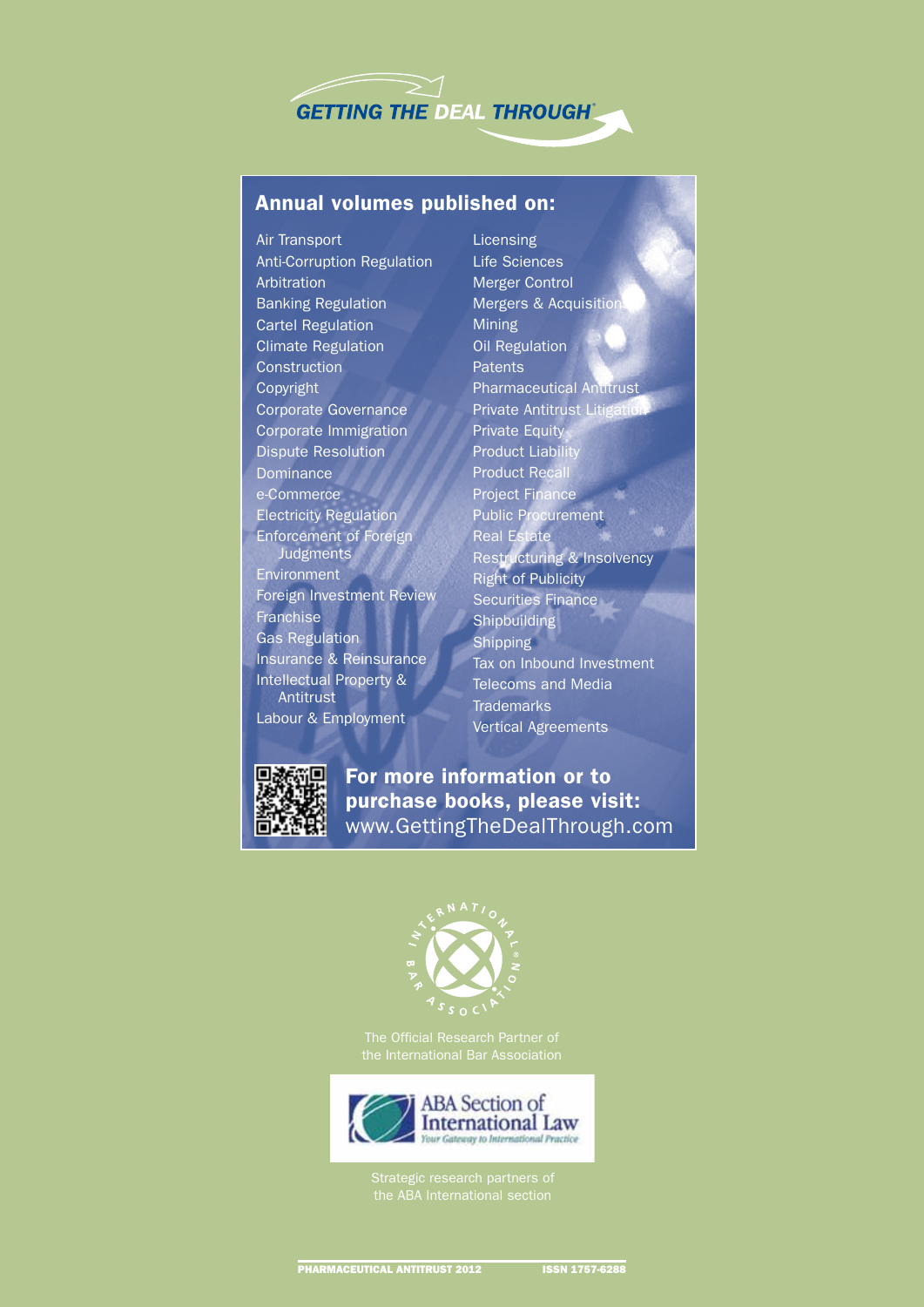GETTING THE DEAL THROUGH®

## Annual volumes published on:

- Air Transport
- Anti-Corruption Regulation
- Arbitration
- Banking Regulation
- Cartel Regulation
- Climate Regulation
- Construction
- Copyright
- Corporate Governance
- Corporate Immigration
- Dispute Resolution
- Dominance
- e-Commerce
- Electricity Regulation
- Enforcement of Foreign Judgments
- Environment
- Foreign Investment Review
- Franchise
- Gas Regulation
- Insurance & Reinsurance
- Intellectual Property & Antitrust
- Labour & Employment
- Licensing
- Life Sciences
- Merger Control
- Mergers & Acquisitions
- Mining
- Oil Regulation
- Patents
- Pharmaceutical Antitrust
- Private Antitrust Litigation
- Private Equity
- Product Liability
- Product Recall
- Project Finance
- Public Procurement
- Real Estate
- Restructuring & Insolvency
- Right of Publicity
- Securities Finance
- Shipbuilding
- Shipping
- Tax on Inbound Investment
- Telecoms and Media
- Trademarks
- Vertical Agreements

**For more information or to purchase books, please visit:**
www.GettingTheDealThrough.com

INTERNATIONAL BAR ASSOCIATION

The Official Research Partner of the International Bar Association

ABA Section of International Law
*Your Gateway to International Practice*

Strategic research partners of the ABA International section

PHARMACEUTICAL ANTITRUST 2012 ISSN 1757-6288